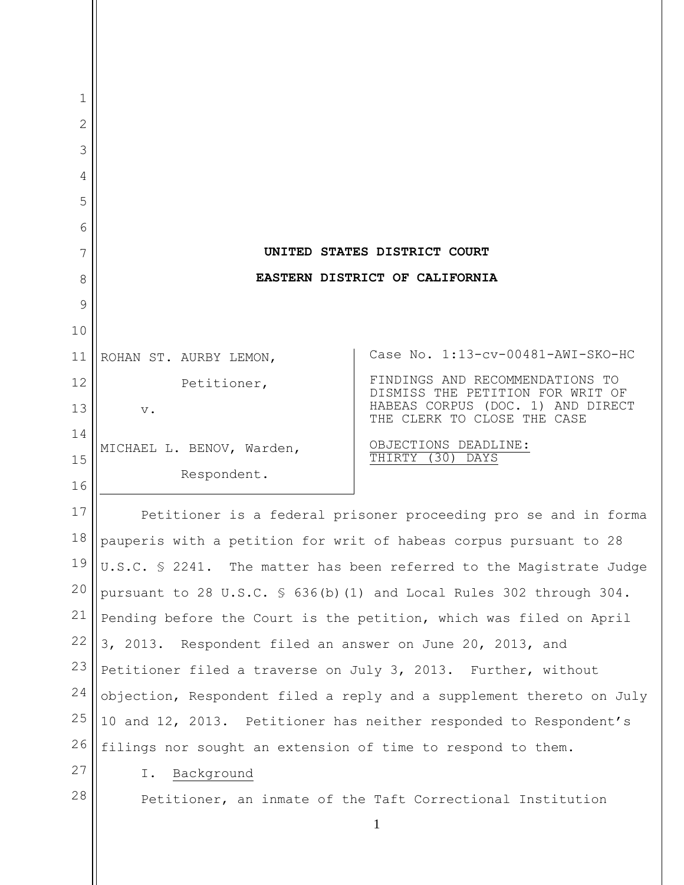# UNITED STATES DISTRICT COURT

# EASTERN DISTRICT OF CALIFORNIA

| | |
|---|---|
| ROHAN ST. AURBY LEMON,<br><br>Petitioner,<br><br>v.<br><br>MICHAEL L. BENOV, Warden,<br><br>Respondent. | Case No. 1:13-cv-00481-AWI-SKO-HC<br><br>FINDINGS AND RECOMMENDATIONS TO DISMISS THE PETITION FOR WRIT OF HABEAS CORPUS (DOC. 1) AND DIRECT THE CLERK TO CLOSE THE CASE<br><br>OBJECTIONS DEADLINE: THIRTY (30) DAYS |

Petitioner is a federal prisoner proceeding pro se and in forma pauperis with a petition for writ of habeas corpus pursuant to 28 U.S.C. § 2241. The matter has been referred to the Magistrate Judge pursuant to 28 U.S.C. § 636(b)(1) and Local Rules 302 through 304. Pending before the Court is the petition, which was filed on April 3, 2013. Respondent filed an answer on June 20, 2013, and Petitioner filed a traverse on July 3, 2013. Further, without objection, Respondent filed a reply and a supplement thereto on July 10 and 12, 2013. Petitioner has neither responded to Respondent's filings nor sought an extension of time to respond to them.

I. Background

Petitioner, an inmate of the Taft Correctional Institution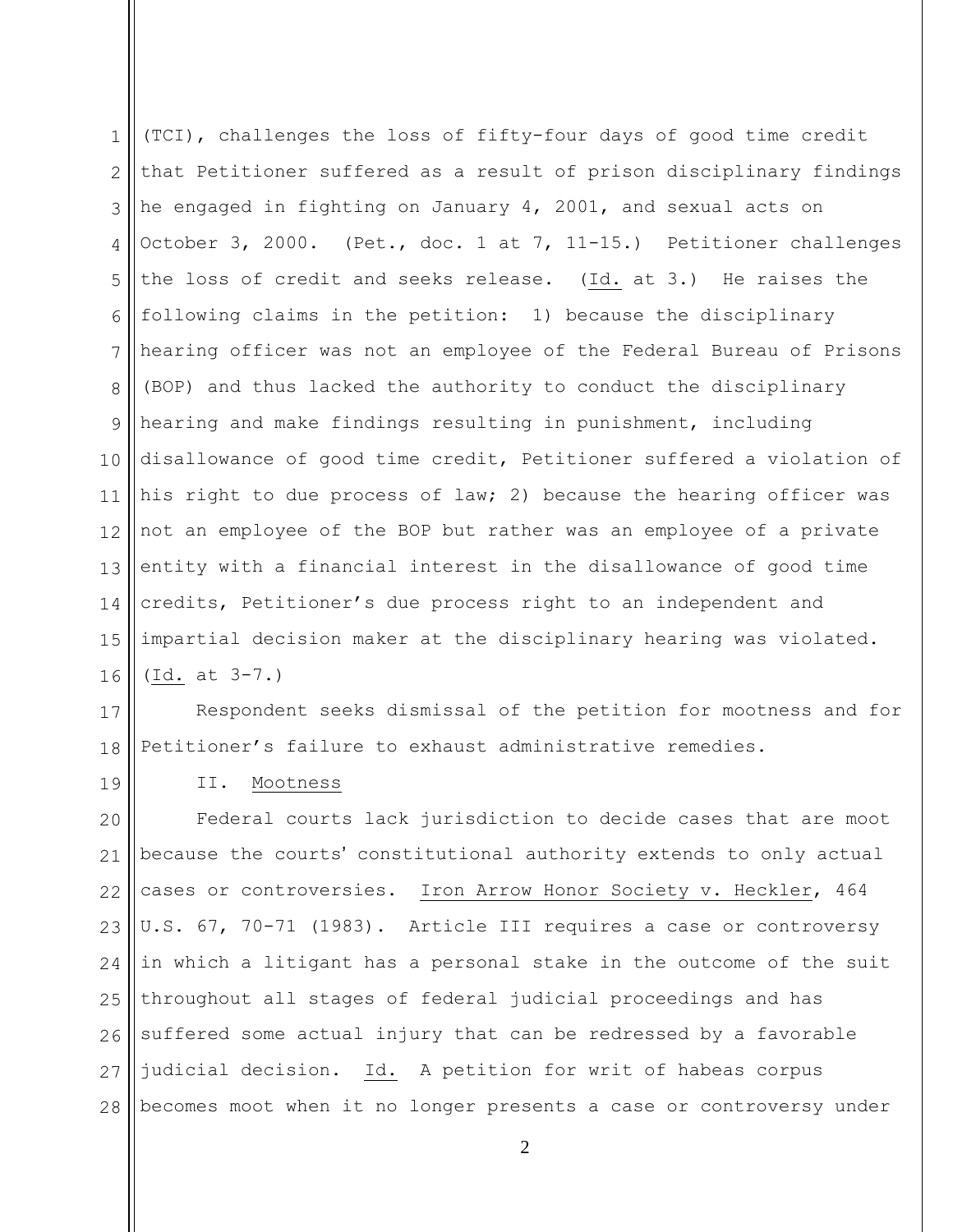(TCI), challenges the loss of fifty-four days of good time credit that Petitioner suffered as a result of prison disciplinary findings he engaged in fighting on January 4, 2001, and sexual acts on October 3, 2000. (Pet., doc. 1 at 7, 11-15.) Petitioner challenges the loss of credit and seeks release. (Id. at 3.) He raises the following claims in the petition: 1) because the disciplinary hearing officer was not an employee of the Federal Bureau of Prisons (BOP) and thus lacked the authority to conduct the disciplinary hearing and make findings resulting in punishment, including disallowance of good time credit, Petitioner suffered a violation of his right to due process of law; 2) because the hearing officer was not an employee of the BOP but rather was an employee of a private entity with a financial interest in the disallowance of good time credits, Petitioner's due process right to an independent and impartial decision maker at the disciplinary hearing was violated. (Id. at 3-7.)

Respondent seeks dismissal of the petition for mootness and for Petitioner's failure to exhaust administrative remedies.

## II. Mootness

Federal courts lack jurisdiction to decide cases that are moot because the courts' constitutional authority extends to only actual cases or controversies. Iron Arrow Honor Society v. Heckler, 464 U.S. 67, 70-71 (1983). Article III requires a case or controversy in which a litigant has a personal stake in the outcome of the suit throughout all stages of federal judicial proceedings and has suffered some actual injury that can be redressed by a favorable judicial decision. Id. A petition for writ of habeas corpus becomes moot when it no longer presents a case or controversy under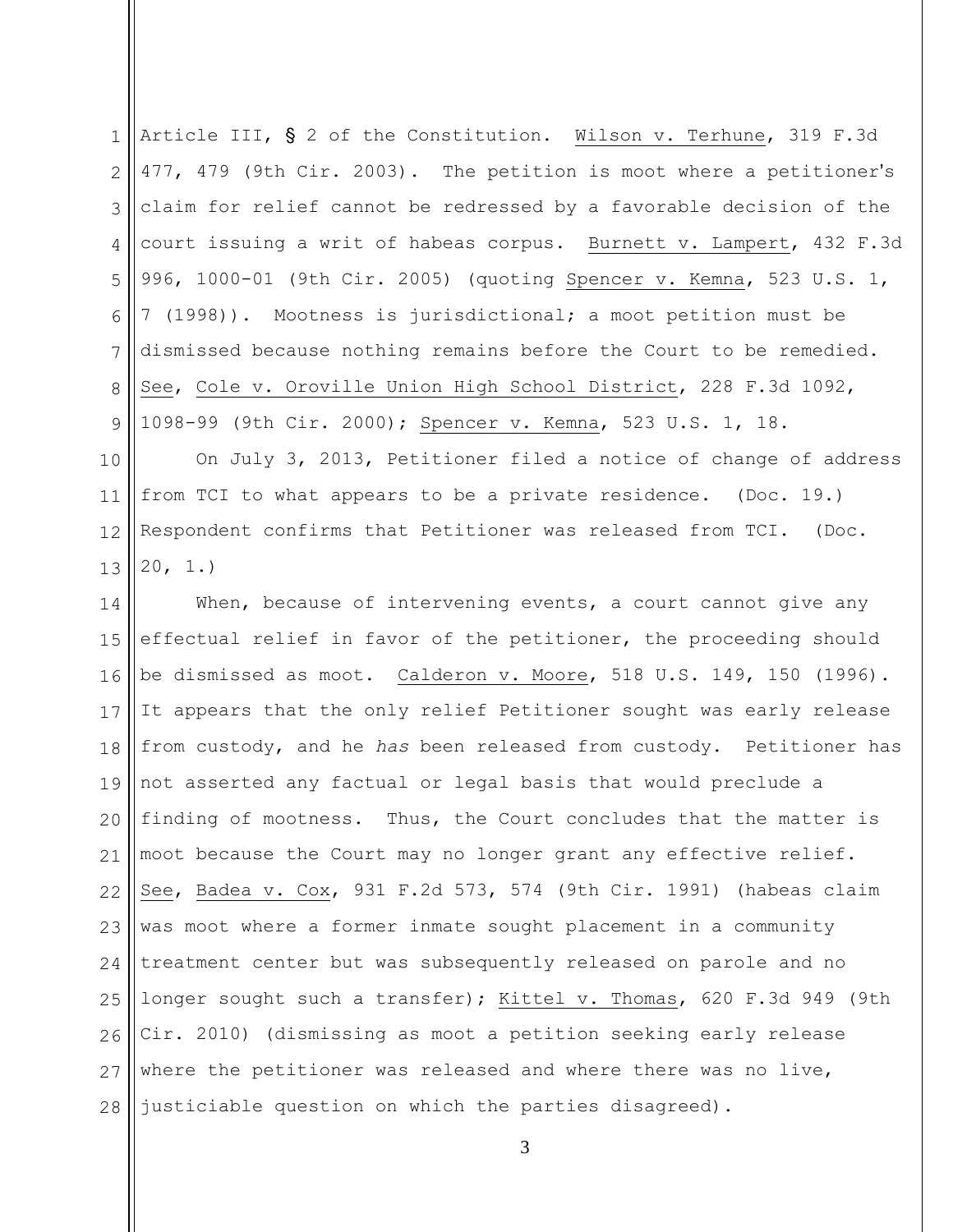Article III, § 2 of the Constitution. Wilson v. Terhune, 319 F.3d 477, 479 (9th Cir. 2003). The petition is moot where a petitioner's claim for relief cannot be redressed by a favorable decision of the court issuing a writ of habeas corpus. Burnett v. Lampert, 432 F.3d 996, 1000-01 (9th Cir. 2005) (quoting Spencer v. Kemna, 523 U.S. 1, 7 (1998)). Mootness is jurisdictional; a moot petition must be dismissed because nothing remains before the Court to be remedied. See, Cole v. Oroville Union High School District, 228 F.3d 1092, 1098-99 (9th Cir. 2000); Spencer v. Kemna, 523 U.S. 1, 18.

On July 3, 2013, Petitioner filed a notice of change of address from TCI to what appears to be a private residence. (Doc. 19.) Respondent confirms that Petitioner was released from TCI. (Doc. 20, 1.)

When, because of intervening events, a court cannot give any effectual relief in favor of the petitioner, the proceeding should be dismissed as moot. Calderon v. Moore, 518 U.S. 149, 150 (1996). It appears that the only relief Petitioner sought was early release from custody, and he *has* been released from custody. Petitioner has not asserted any factual or legal basis that would preclude a finding of mootness. Thus, the Court concludes that the matter is moot because the Court may no longer grant any effective relief. See, Badea v. Cox, 931 F.2d 573, 574 (9th Cir. 1991) (habeas claim was moot where a former inmate sought placement in a community treatment center but was subsequently released on parole and no longer sought such a transfer); Kittel v. Thomas, 620 F.3d 949 (9th Cir. 2010) (dismissing as moot a petition seeking early release where the petitioner was released and where there was no live, justiciable question on which the parties disagreed).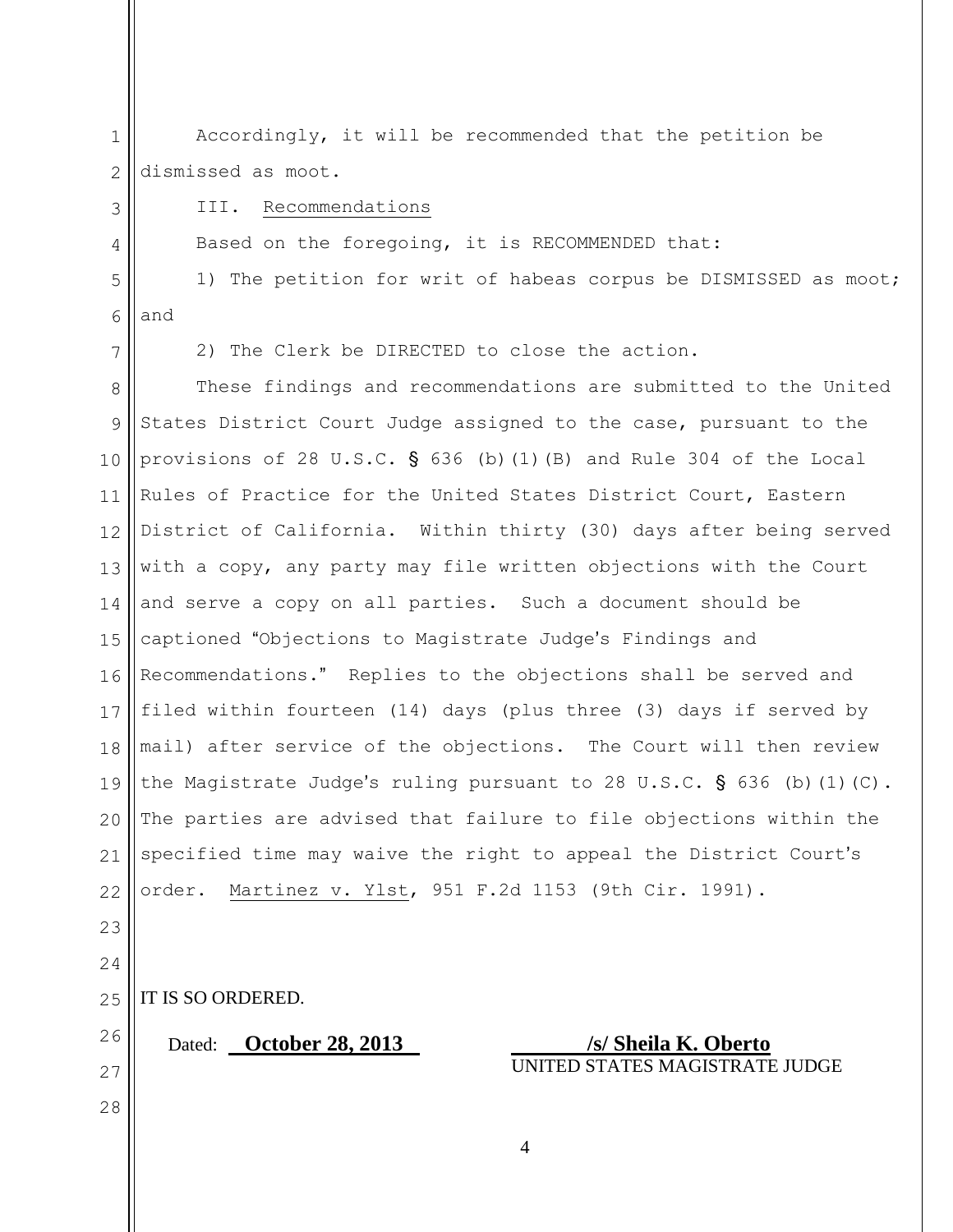Accordingly, it will be recommended that the petition be dismissed as moot.

III. Recommendations

Based on the foregoing, it is RECOMMENDED that:

1) The petition for writ of habeas corpus be DISMISSED as moot; and

2) The Clerk be DIRECTED to close the action.

These findings and recommendations are submitted to the United States District Court Judge assigned to the case, pursuant to the provisions of 28 U.S.C. § 636 (b)(1)(B) and Rule 304 of the Local Rules of Practice for the United States District Court, Eastern District of California. Within thirty (30) days after being served with a copy, any party may file written objections with the Court and serve a copy on all parties. Such a document should be captioned "Objections to Magistrate Judge's Findings and Recommendations." Replies to the objections shall be served and filed within fourteen (14) days (plus three (3) days if served by mail) after service of the objections. The Court will then review the Magistrate Judge's ruling pursuant to 28 U.S.C. § 636 (b)(1)(C). The parties are advised that failure to file objections within the specified time may waive the right to appeal the District Court's order. Martinez v. Ylst, 951 F.2d 1153 (9th Cir. 1991).

IT IS SO ORDERED.

Dated: **October 28, 2013**

**/s/ Sheila K. Oberto**
UNITED STATES MAGISTRATE JUDGE